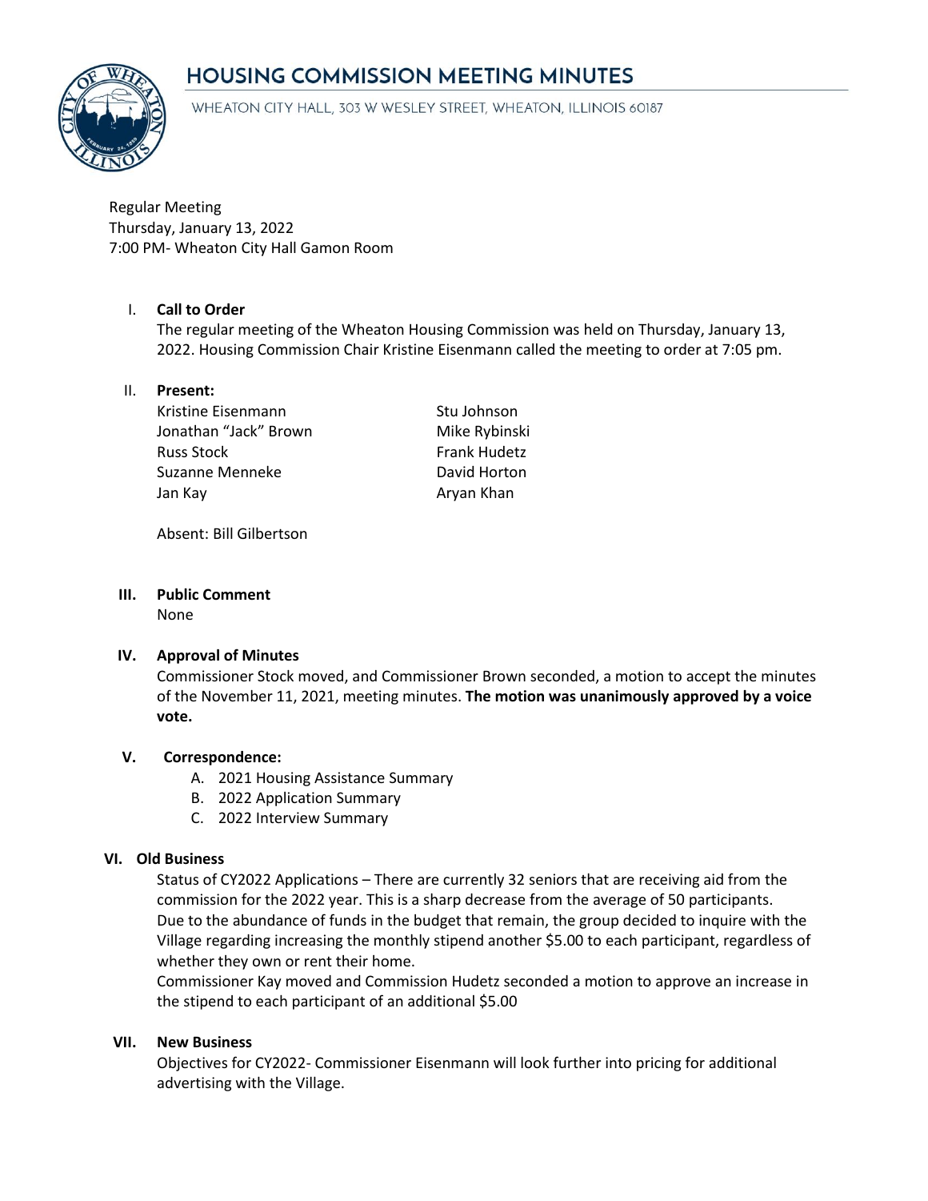# HOUSING COMMISSION MEETING MINUTES

WHEATON CITY HALL, 303 W WESLEY STREET, WHEATON, ILLINOIS 60187

Regular Meeting
Thursday, January 13, 2022
7:00 PM- Wheaton City Hall Gamon Room

## I. Call to Order

The regular meeting of the Wheaton Housing Commission was held on Thursday, January 13, 2022. Housing Commission Chair Kristine Eisenmann called the meeting to order at 7:05 pm.

## II. Present:

Kristine Eisenmann
Jonathan "Jack" Brown
Russ Stock
Suzanne Menneke
Jan Kay
Stu Johnson
Mike Rybinski
Frank Hudetz
David Horton
Aryan Khan

Absent: Bill Gilbertson

## III. Public Comment

None

## IV. Approval of Minutes

Commissioner Stock moved, and Commissioner Brown seconded, a motion to accept the minutes of the November 11, 2021, meeting minutes. **The motion was unanimously approved by a voice vote.**

## V. Correspondence:

A. 2021 Housing Assistance Summary
B. 2022 Application Summary
C. 2022 Interview Summary

## VI. Old Business

Status of CY2022 Applications – There are currently 32 seniors that are receiving aid from the commission for the 2022 year. This is a sharp decrease from the average of 50 participants. Due to the abundance of funds in the budget that remain, the group decided to inquire with the Village regarding increasing the monthly stipend another $5.00 to each participant, regardless of whether they own or rent their home.

Commissioner Kay moved and Commission Hudetz seconded a motion to approve an increase in the stipend to each participant of an additional $5.00

## VII. New Business

Objectives for CY2022- Commissioner Eisenmann will look further into pricing for additional advertising with the Village.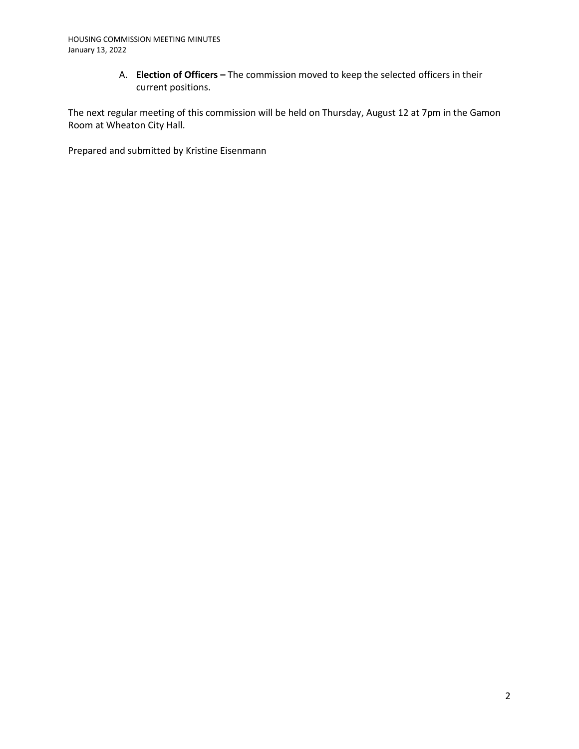A. **Election of Officers –** The commission moved to keep the selected officers in their current positions.

The next regular meeting of this commission will be held on Thursday, August 12 at 7pm in the Gamon Room at Wheaton City Hall.

Prepared and submitted by Kristine Eisenmann